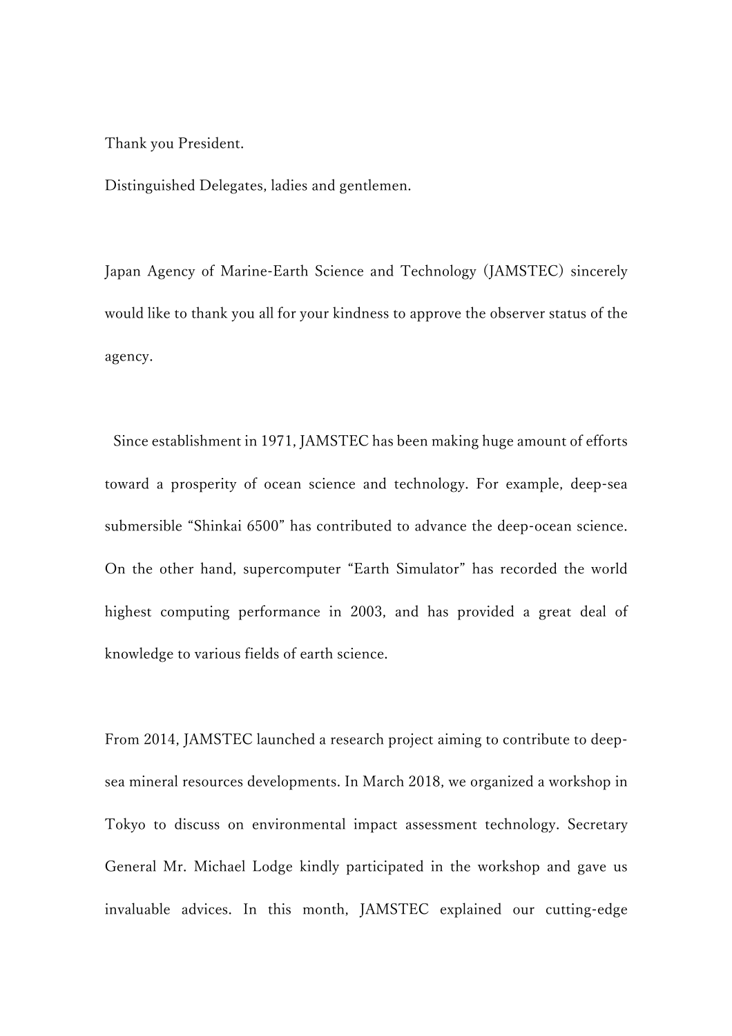Thank you President.

Distinguished Delegates, ladies and gentlemen.

Japan Agency of Marine-Earth Science and Technology (JAMSTEC) sincerely would like to thank you all for your kindness to approve the observer status of the agency.

Since establishment in 1971, JAMSTEC has been making huge amount of efforts toward a prosperity of ocean science and technology. For example, deep-sea submersible "Shinkai 6500" has contributed to advance the deep-ocean science. On the other hand, supercomputer "Earth Simulator" has recorded the world highest computing performance in 2003, and has provided a great deal of knowledge to various fields of earth science.

From 2014, JAMSTEC launched a research project aiming to contribute to deep-sea mineral resources developments. In March 2018, we organized a workshop in Tokyo to discuss on environmental impact assessment technology. Secretary General Mr. Michael Lodge kindly participated in the workshop and gave us invaluable advices. In this month, JAMSTEC explained our cutting-edge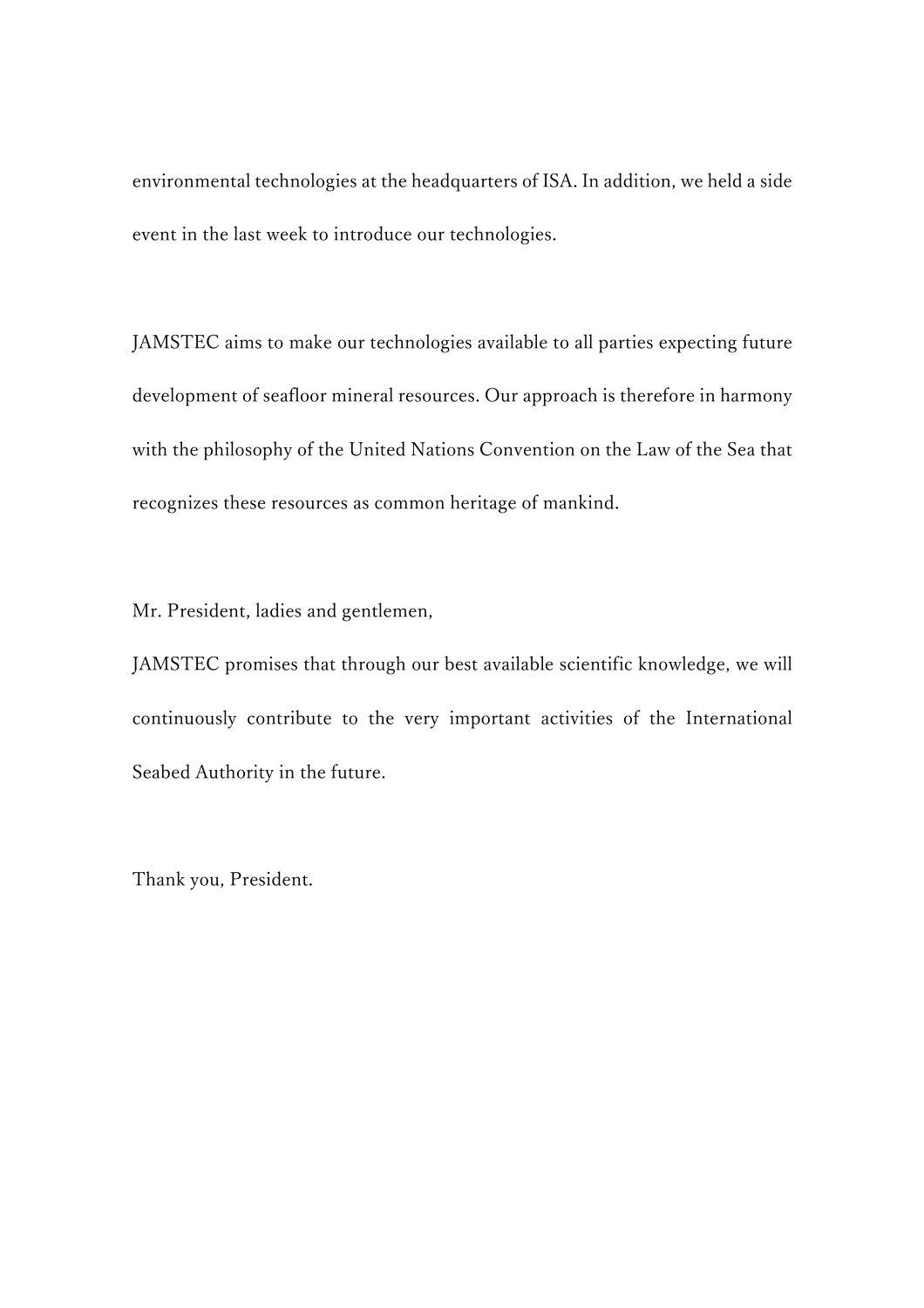environmental technologies at the headquarters of ISA. In addition, we held a side event in the last week to introduce our technologies.

JAMSTEC aims to make our technologies available to all parties expecting future development of seafloor mineral resources. Our approach is therefore in harmony with the philosophy of the United Nations Convention on the Law of the Sea that recognizes these resources as common heritage of mankind.

Mr. President, ladies and gentlemen,

JAMSTEC promises that through our best available scientific knowledge, we will continuously contribute to the very important activities of the International Seabed Authority in the future.

Thank you, President.